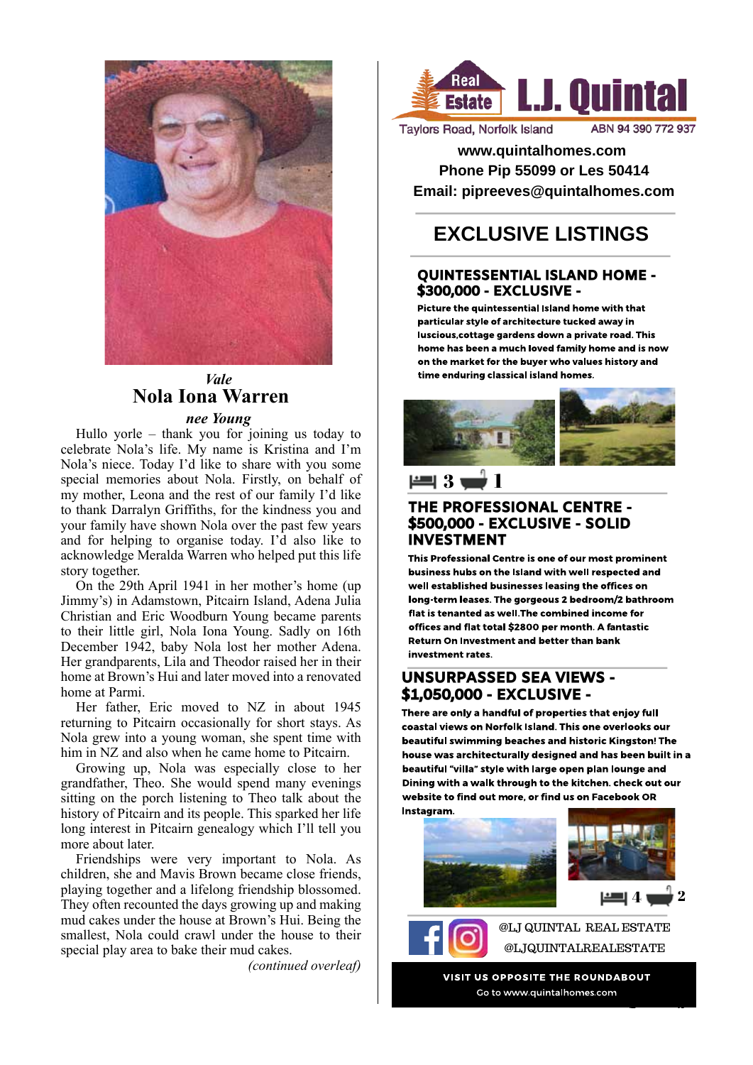*Vale*

## Nola Iona Warren

***nee Young***

Hullo yorle – thank you for joining us today to celebrate Nola's life. My name is Kristina and I'm Nola's niece. Today I'd like to share with you some special memories about Nola. Firstly, on behalf of my mother, Leona and the rest of our family I'd like to thank Darralyn Griffiths, for the kindness you and your family have shown Nola over the past few years and for helping to organise today. I'd also like to acknowledge Meralda Warren who helped put this life story together.

On the 29th April 1941 in her mother's home (up Jimmy's) in Adamstown, Pitcairn Island, Adena Julia Christian and Eric Woodburn Young became parents to their little girl, Nola Iona Young. Sadly on 16th December 1942, baby Nola lost her mother Adena. Her grandparents, Lila and Theodor raised her in their home at Brown's Hui and later moved into a renovated home at Parmi.

Her father, Eric moved to NZ in about 1945 returning to Pitcairn occasionally for short stays. As Nola grew into a young woman, she spent time with him in NZ and also when he came home to Pitcairn.

Growing up, Nola was especially close to her grandfather, Theo. She would spend many evenings sitting on the porch listening to Theo talk about the history of Pitcairn and its people. This sparked her life long interest in Pitcairn genealogy which I'll tell you more about later.

Friendships were very important to Nola. As children, she and Mavis Brown became close friends, playing together and a lifelong friendship blossomed. They often recounted the days growing up and making mud cakes under the house at Brown's Hui. Being the smallest, Nola could crawl under the house to their special play area to bake their mud cakes.

*(continued overleaf)*

---

**Real Estate L.J. Quintal**

Taylors Road, Norfolk Island ABN 94 390 772 937

**www.quintalhomes.com**
**Phone Pip 55099 or Les 50414**
**Email: pipreeves@quintalhomes.com**

## EXCLUSIVE LISTINGS

### QUINTESSENTIAL ISLAND HOME - $300,000 - EXCLUSIVE -

**Picture the quintessential Island home with that particular style of architecture tucked away in luscious,cottage gardens down a private road. This home has been a much loved family home and is now on the market for the buyer who values history and time enduring classical island homes.**

3 bed 1 bath

### THE PROFESSIONAL CENTRE - $500,000 - EXCLUSIVE - SOLID INVESTMENT

**This Professional Centre is one of our most prominent business hubs on the Island with well respected and well established businesses leasing the offices on long-term leases. The gorgeous 2 bedroom/2 bathroom flat is tenanted as well.The combined income for offices and flat total $2800 per month. A fantastic Return On Investment and better than bank investment rates.**

### UNSURPASSED SEA VIEWS - $1,050,000 - EXCLUSIVE -

**There are only a handful of properties that enjoy full coastal views on Norfolk Island. This one overlooks our beautiful swimming beaches and historic Kingston! The house was architecturally designed and has been built in a beautiful "villa" style with large open plan lounge and Dining with a walk through to the kitchen. check out our website to find out more, or find us on Facebook OR Instagram.**

4 bed 2 bath

@LJ QUINTAL REAL ESTATE
@LJQUINTALREALESTATE

**VISIT US OPPOSITE THE ROUNDABOUT**
Go to www.quintalhomes.com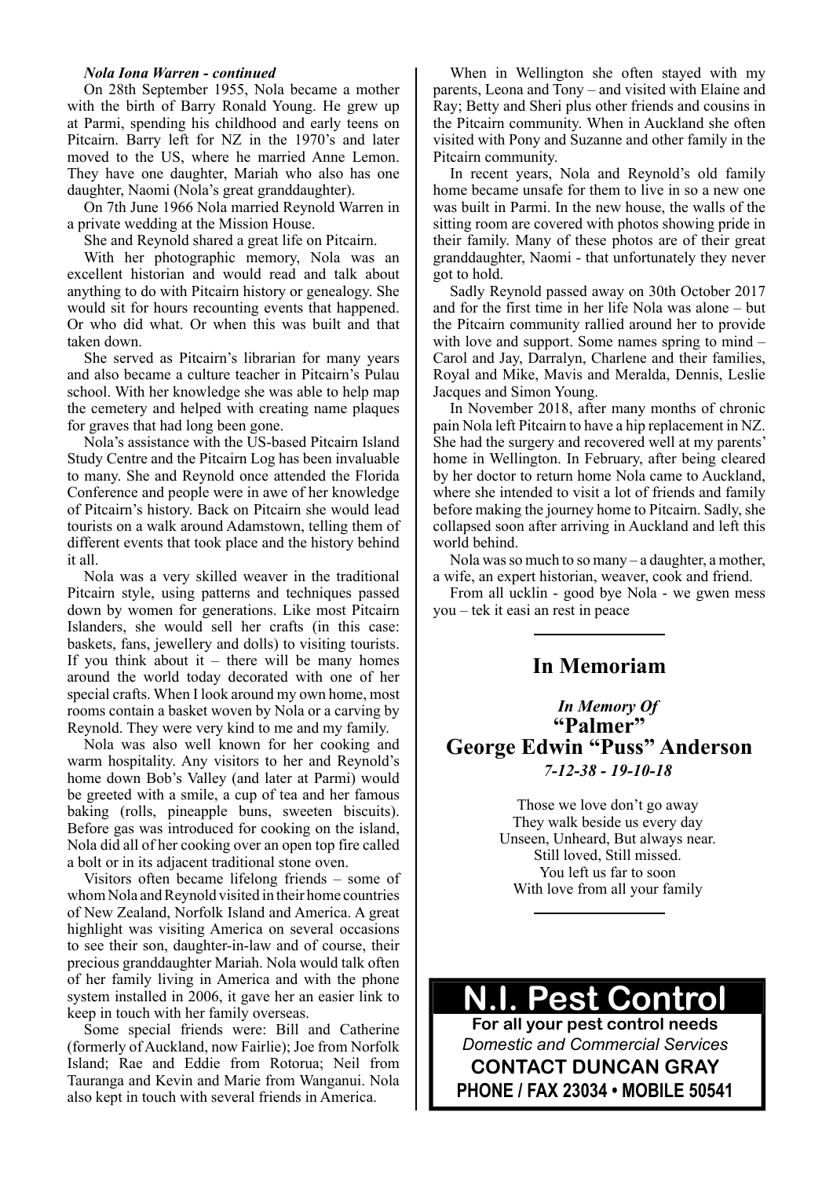***Nola Iona Warren - continued***

On 28th September 1955, Nola became a mother with the birth of Barry Ronald Young. He grew up at Parmi, spending his childhood and early teens on Pitcairn. Barry left for NZ in the 1970's and later moved to the US, where he married Anne Lemon. They have one daughter, Mariah who also has one daughter, Naomi (Nola's great granddaughter).

On 7th June 1966 Nola married Reynold Warren in a private wedding at the Mission House.

She and Reynold shared a great life on Pitcairn.

With her photographic memory, Nola was an excellent historian and would read and talk about anything to do with Pitcairn history or genealogy. She would sit for hours recounting events that happened. Or who did what. Or when this was built and that taken down.

She served as Pitcairn's librarian for many years and also became a culture teacher in Pitcairn's Pulau school. With her knowledge she was able to help map the cemetery and helped with creating name plaques for graves that had long been gone.

Nola's assistance with the US-based Pitcairn Island Study Centre and the Pitcairn Log has been invaluable to many. She and Reynold once attended the Florida Conference and people were in awe of her knowledge of Pitcairn's history. Back on Pitcairn she would lead tourists on a walk around Adamstown, telling them of different events that took place and the history behind it all.

Nola was a very skilled weaver in the traditional Pitcairn style, using patterns and techniques passed down by women for generations. Like most Pitcairn Islanders, she would sell her crafts (in this case: baskets, fans, jewellery and dolls) to visiting tourists. If you think about it – there will be many homes around the world today decorated with one of her special crafts. When I look around my own home, most rooms contain a basket woven by Nola or a carving by Reynold. They were very kind to me and my family.

Nola was also well known for her cooking and warm hospitality. Any visitors to her and Reynold's home down Bob's Valley (and later at Parmi) would be greeted with a smile, a cup of tea and her famous baking (rolls, pineapple buns, sweeten biscuits). Before gas was introduced for cooking on the island, Nola did all of her cooking over an open top fire called a bolt or in its adjacent traditional stone oven.

Visitors often became lifelong friends – some of whom Nola and Reynold visited in their home countries of New Zealand, Norfolk Island and America. A great highlight was visiting America on several occasions to see their son, daughter-in-law and of course, their precious granddaughter Mariah. Nola would talk often of her family living in America and with the phone system installed in 2006, it gave her an easier link to keep in touch with her family overseas.

Some special friends were: Bill and Catherine (formerly of Auckland, now Fairlie); Joe from Norfolk Island; Rae and Eddie from Rotorua; Neil from Tauranga and Kevin and Marie from Wanganui. Nola also kept in touch with several friends in America.

When in Wellington she often stayed with my parents, Leona and Tony – and visited with Elaine and Ray; Betty and Sheri plus other friends and cousins in the Pitcairn community. When in Auckland she often visited with Pony and Suzanne and other family in the Pitcairn community.

In recent years, Nola and Reynold's old family home became unsafe for them to live in so a new one was built in Parmi. In the new house, the walls of the sitting room are covered with photos showing pride in their family. Many of these photos are of their great granddaughter, Naomi - that unfortunately they never got to hold.

Sadly Reynold passed away on 30th October 2017 and for the first time in her life Nola was alone – but the Pitcairn community rallied around her to provide with love and support. Some names spring to mind – Carol and Jay, Darralyn, Charlene and their families, Royal and Mike, Mavis and Meralda, Dennis, Leslie Jacques and Simon Young.

In November 2018, after many months of chronic pain Nola left Pitcairn to have a hip replacement in NZ. She had the surgery and recovered well at my parents' home in Wellington. In February, after being cleared by her doctor to return home Nola came to Auckland, where she intended to visit a lot of friends and family before making the journey home to Pitcairn. Sadly, she collapsed soon after arriving in Auckland and left this world behind.

Nola was so much to so many – a daughter, a mother, a wife, an expert historian, weaver, cook and friend.

From all ucklin - good bye Nola - we gwen mess you – tek it easi an rest in peace

## In Memoriam

***In Memory Of***

**"Palmer"**
**George Edwin "Puss" Anderson**

***7-12-38 - 19-10-18***

Those we love don't go away
They walk beside us every day
Unseen, Unheard, But always near.
Still loved, Still missed.
You left us far to soon
With love from all your family

# N.I. Pest Control

**For all your pest control needs**

*Domestic and Commercial Services*

**CONTACT DUNCAN GRAY**

**PHONE / FAX 23034 • MOBILE 50541**